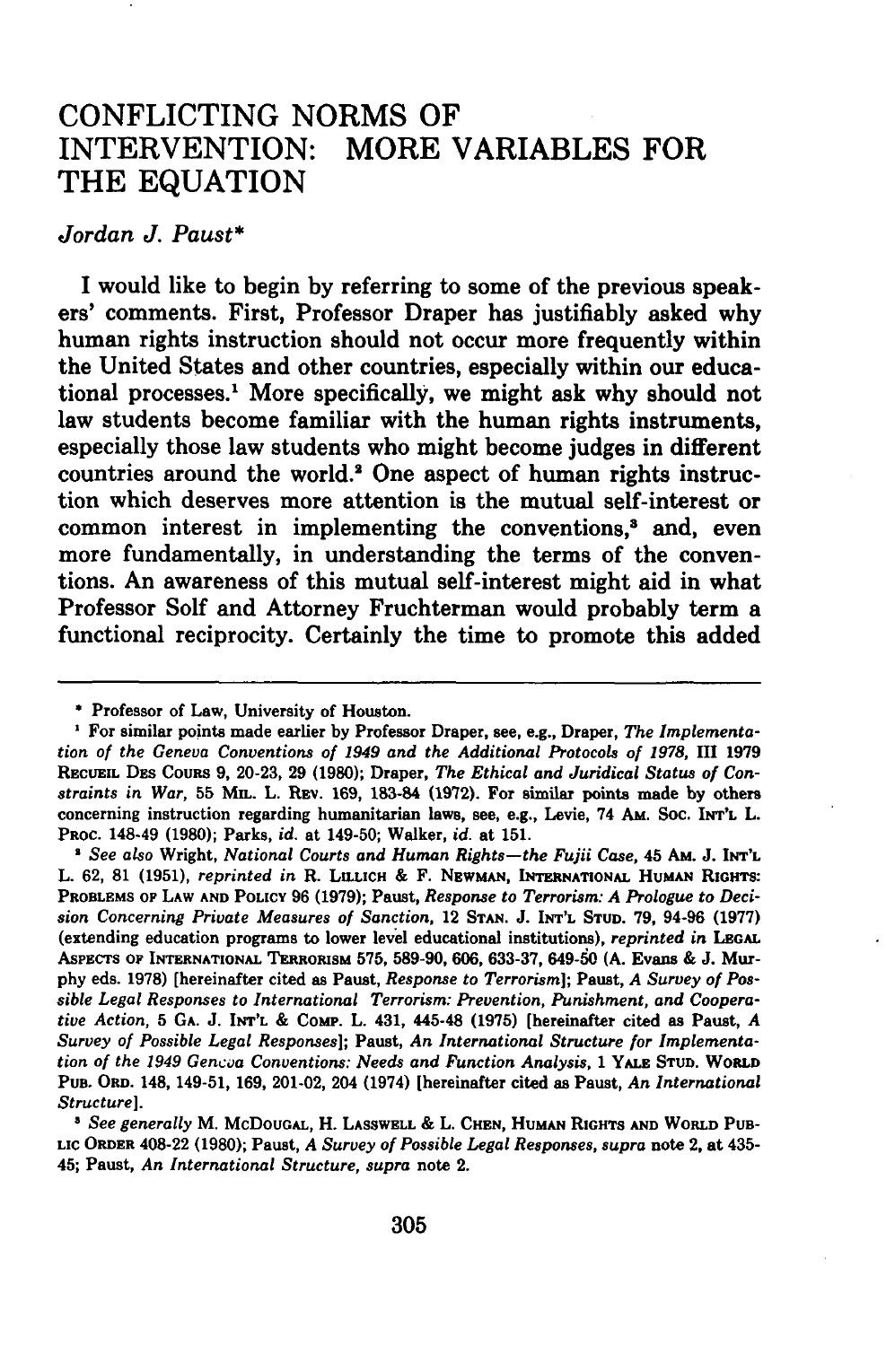# CONFLICTING NORMS OF INTERVENTION: MORE VARIABLES FOR THE EQUATION

*Jordan J. Paust**

I would like to begin by referring to some of the previous speakers' comments. First, Professor Draper has justifiably asked why human rights instruction should not occur more frequently within the United States and other countries, especially within our educational processes.[1] More specifically, we might ask why should not law students become familiar with the human rights instruments, especially those law students who might become judges in different countries around the world.[2] One aspect of human rights instruction which deserves more attention is the mutual self-interest or common interest in implementing the conventions,[3] and, even more fundamentally, in understanding the terms of the conventions. An awareness of this mutual self-interest might aid in what Professor Solf and Attorney Fruchterman would probably term a functional reciprocity. Certainly the time to promote this added

---

\* Professor of Law, University of Houston.

[1] For similar points made earlier by Professor Draper, see, e.g., Draper, *The Implementation of the Geneva Conventions of 1949 and the Additional Protocols of 1978*, III 1979 RECUEIL DES COURS 9, 20-23, 29 (1980); Draper, *The Ethical and Juridical Status of Constraints in War*, 55 MIL. L. REV. 169, 183-84 (1972). For similar points made by others concerning instruction regarding humanitarian laws, see, e.g., Levie, 74 AM. SOC. INT'L L. PROC. 148-49 (1980); Parks, *id.* at 149-50; Walker, *id.* at 151.

[2] *See also* Wright, *National Courts and Human Rights—the Fujii Case*, 45 AM. J. INT'L L. 62, 81 (1951), *reprinted in* R. LILLICH & F. NEWMAN, INTERNATIONAL HUMAN RIGHTS: PROBLEMS OF LAW AND POLICY 96 (1979); Paust, *Response to Terrorism: A Prologue to Decision Concerning Private Measures of Sanction*, 12 STAN. J. INT'L STUD. 79, 94-96 (1977) (extending education programs to lower level educational institutions), *reprinted in* LEGAL ASPECTS OF INTERNATIONAL TERRORISM 575, 589-90, 606, 633-37, 649-50 (A. Evans & J. Murphy eds. 1978) [hereinafter cited as Paust, *Response to Terrorism*]; Paust, *A Survey of Possible Legal Responses to International Terrorism: Prevention, Punishment, and Cooperative Action*, 5 GA. J. INT'L & COMP. L. 431, 445-48 (1975) [hereinafter cited as Paust, *A Survey of Possible Legal Responses*]; Paust, *An International Structure for Implementation of the 1949 Geneva Conventions: Needs and Function Analysis*, 1 YALE STUD. WORLD PUB. ORD. 148, 149-51, 169, 201-02, 204 (1974) [hereinafter cited as Paust, *An International Structure*].

[3] *See generally* M. MCDOUGAL, H. LASSWELL & L. CHEN, HUMAN RIGHTS AND WORLD PUBLIC ORDER 408-22 (1980); Paust, *A Survey of Possible Legal Responses*, *supra* note 2, at 435-45; Paust, *An International Structure*, *supra* note 2.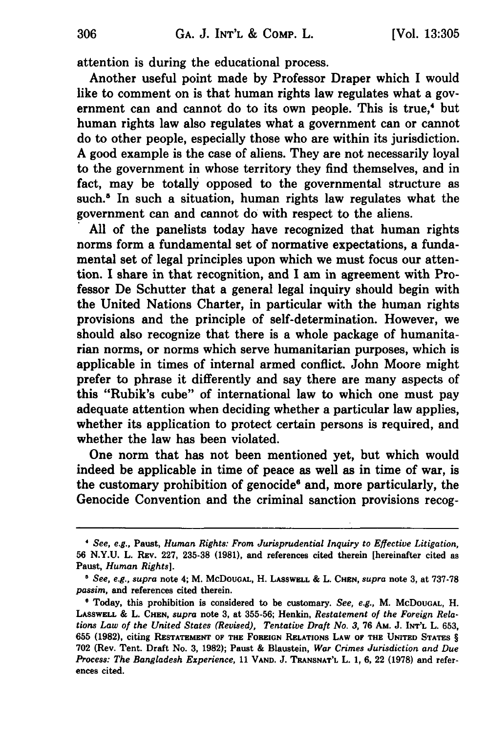attention is during the educational process.

Another useful point made by Professor Draper which I would like to comment on is that human rights law regulates what a government can and cannot do to its own people. This is true,[4] but human rights law also regulates what a government can or cannot do to other people, especially those who are within its jurisdiction. A good example is the case of aliens. They are not necessarily loyal to the government in whose territory they find themselves, and in fact, may be totally opposed to the governmental structure as such.[5] In such a situation, human rights law regulates what the government can and cannot do with respect to the aliens.

All of the panelists today have recognized that human rights norms form a fundamental set of normative expectations, a fundamental set of legal principles upon which we must focus our attention. I share in that recognition, and I am in agreement with Professor De Schutter that a general legal inquiry should begin with the United Nations Charter, in particular with the human rights provisions and the principle of self-determination. However, we should also recognize that there is a whole package of humanitarian norms, or norms which serve humanitarian purposes, which is applicable in times of internal armed conflict. John Moore might prefer to phrase it differently and say there are many aspects of this "Rubik's cube" of international law to which one must pay adequate attention when deciding whether a particular law applies, whether its application to protect certain persons is required, and whether the law has been violated.

One norm that has not been mentioned yet, but which would indeed be applicable in time of peace as well as in time of war, is the customary prohibition of genocide[6] and, more particularly, the Genocide Convention and the criminal sanction provisions recog-

---

[4] *See, e.g.*, Paust, *Human Rights: From Jurisprudential Inquiry to Effective Litigation*, 56 N.Y.U. L. Rev. 227, 235-38 (1981), and references cited therein [hereinafter cited as Paust, *Human Rights*].

[5] *See, e.g.*, *supra* note 4; M. McDougal, H. Lasswell & L. Chen, *supra* note 3, at 737-78 *passim*, and references cited therein.

[6] Today, this prohibition is considered to be customary. *See, e.g.*, M. McDougal, H. Lasswell & L. Chen, *supra* note 3, at 355-56; Henkin, *Restatement of the Foreign Relations Law of the United States (Revised), Tentative Draft No. 3*, 76 Am. J. Int'l L. 653, 655 (1982), citing Restatement of the Foreign Relations Law of the United States § 702 (Rev. Tent. Draft No. 3, 1982); Paust & Blaustein, *War Crimes Jurisdiction and Due Process: The Bangladesh Experience*, 11 Vand. J. Transnat'l L. 1, 6, 22 (1978) and references cited.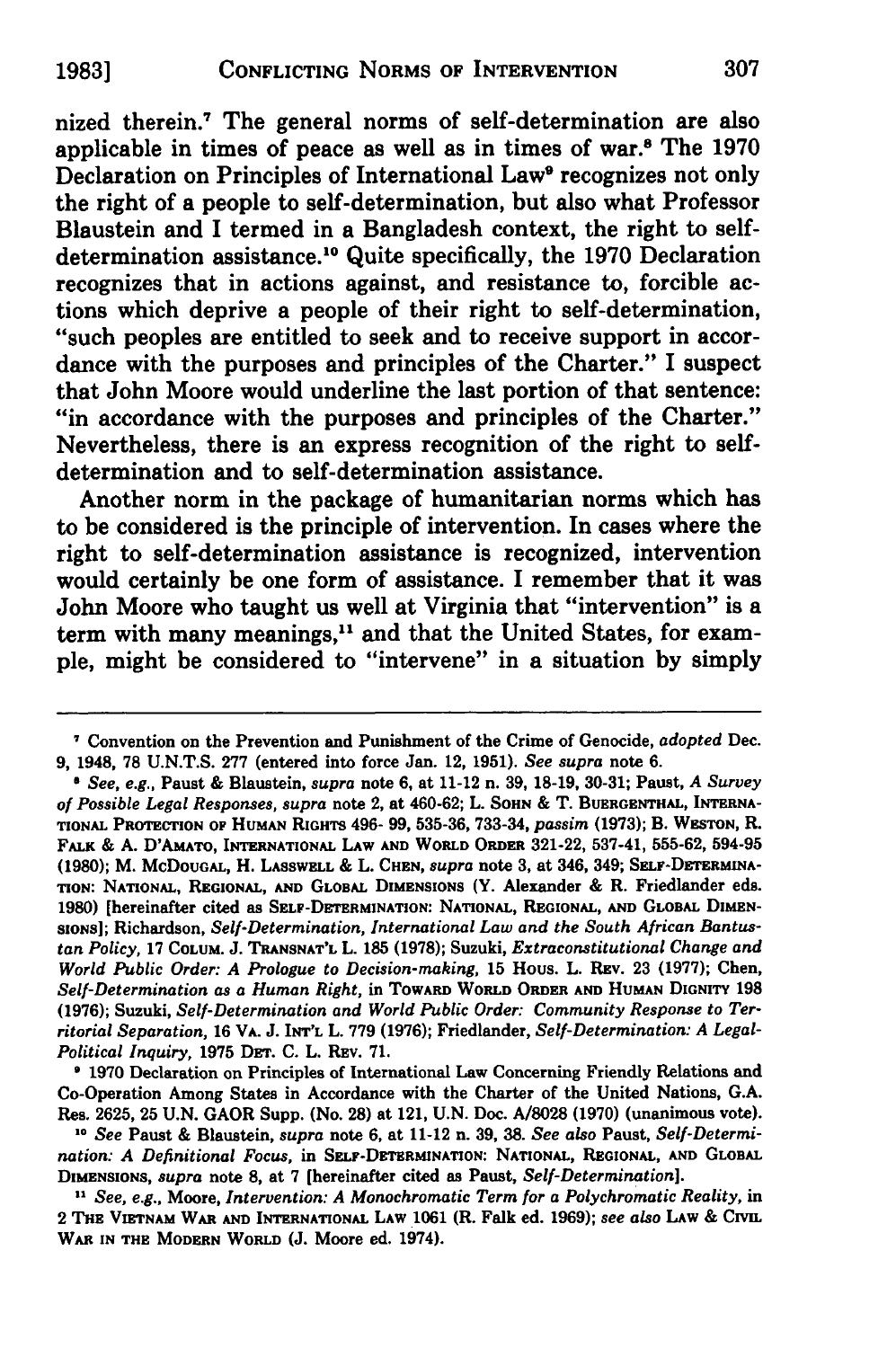nized therein.[7] The general norms of self-determination are also applicable in times of peace as well as in times of war.[8] The 1970 Declaration on Principles of International Law[9] recognizes not only the right of a people to self-determination, but also what Professor Blaustein and I termed in a Bangladesh context, the right to self-determination assistance.[10] Quite specifically, the 1970 Declaration recognizes that in actions against, and resistance to, forcible actions which deprive a people of their right to self-determination, "such peoples are entitled to seek and to receive support in accordance with the purposes and principles of the Charter." I suspect that John Moore would underline the last portion of that sentence: "in accordance with the purposes and principles of the Charter." Nevertheless, there is an express recognition of the right to self-determination and to self-determination assistance.

Another norm in the package of humanitarian norms which has to be considered is the principle of intervention. In cases where the right to self-determination assistance is recognized, intervention would certainly be one form of assistance. I remember that it was John Moore who taught us well at Virginia that "intervention" is a term with many meanings,[11] and that the United States, for example, might be considered to "intervene" in a situation by simply

---

[7] Convention on the Prevention and Punishment of the Crime of Genocide, *adopted* Dec. 9, 1948, 78 U.N.T.S. 277 (entered into force Jan. 12, 1951). *See supra* note 6.

[8] *See, e.g.*, Paust & Blaustein, *supra* note 6, at 11-12 n. 39, 18-19, 30-31; Paust, *A Survey of Possible Legal Responses*, *supra* note 2, at 460-62; L. SOHN & T. BUERGENTHAL, INTERNATIONAL PROTECTION OF HUMAN RIGHTS 496- 99, 535-36, 733-34, *passim* (1973); B. WESTON, R. FALK & A. D'AMATO, INTERNATIONAL LAW AND WORLD ORDER 321-22, 537-41, 555-62, 594-95 (1980); M. MCDOUGAL, H. LASSWELL & L. CHEN, *supra* note 3, at 346, 349; SELF-DETERMINATION: NATIONAL, REGIONAL, AND GLOBAL DIMENSIONS (Y. Alexander & R. Friedlander eds. 1980) [hereinafter cited as SELF-DETERMINATION: NATIONAL, REGIONAL, AND GLOBAL DIMENSIONS]; Richardson, *Self-Determination, International Law and the South African Bantustan Policy*, 17 COLUM. J. TRANSNAT'L L. 185 (1978); Suzuki, *Extraconstitutional Change and World Public Order: A Prologue to Decision-making*, 15 HOUS. L. REV. 23 (1977); Chen, *Self-Determination as a Human Right*, in TOWARD WORLD ORDER AND HUMAN DIGNITY 198 (1976); Suzuki, *Self-Determination and World Public Order: Community Response to Territorial Separation*, 16 VA. J. INT'L L. 779 (1976); Friedlander, *Self-Determination: A Legal-Political Inquiry*, 1975 DET. C. L. REV. 71.

[9] 1970 Declaration on Principles of International Law Concerning Friendly Relations and Co-Operation Among States in Accordance with the Charter of the United Nations, G.A. Res. 2625, 25 U.N. GAOR Supp. (No. 28) at 121, U.N. Doc. A/8028 (1970) (unanimous vote).

[10] *See* Paust & Blaustein, *supra* note 6, at 11-12 n. 39, 38. *See also* Paust, *Self-Determination: A Definitional Focus*, in SELF-DETERMINATION: NATIONAL, REGIONAL, AND GLOBAL DIMENSIONS, *supra* note 8, at 7 [hereinafter cited as Paust, *Self-Determination*].

[11] *See, e.g.*, Moore, *Intervention: A Monochromatic Term for a Polychromatic Reality*, in 2 THE VIETNAM WAR AND INTERNATIONAL LAW 1061 (R. Falk ed. 1969); *see also* LAW & CIVIL WAR IN THE MODERN WORLD (J. Moore ed. 1974).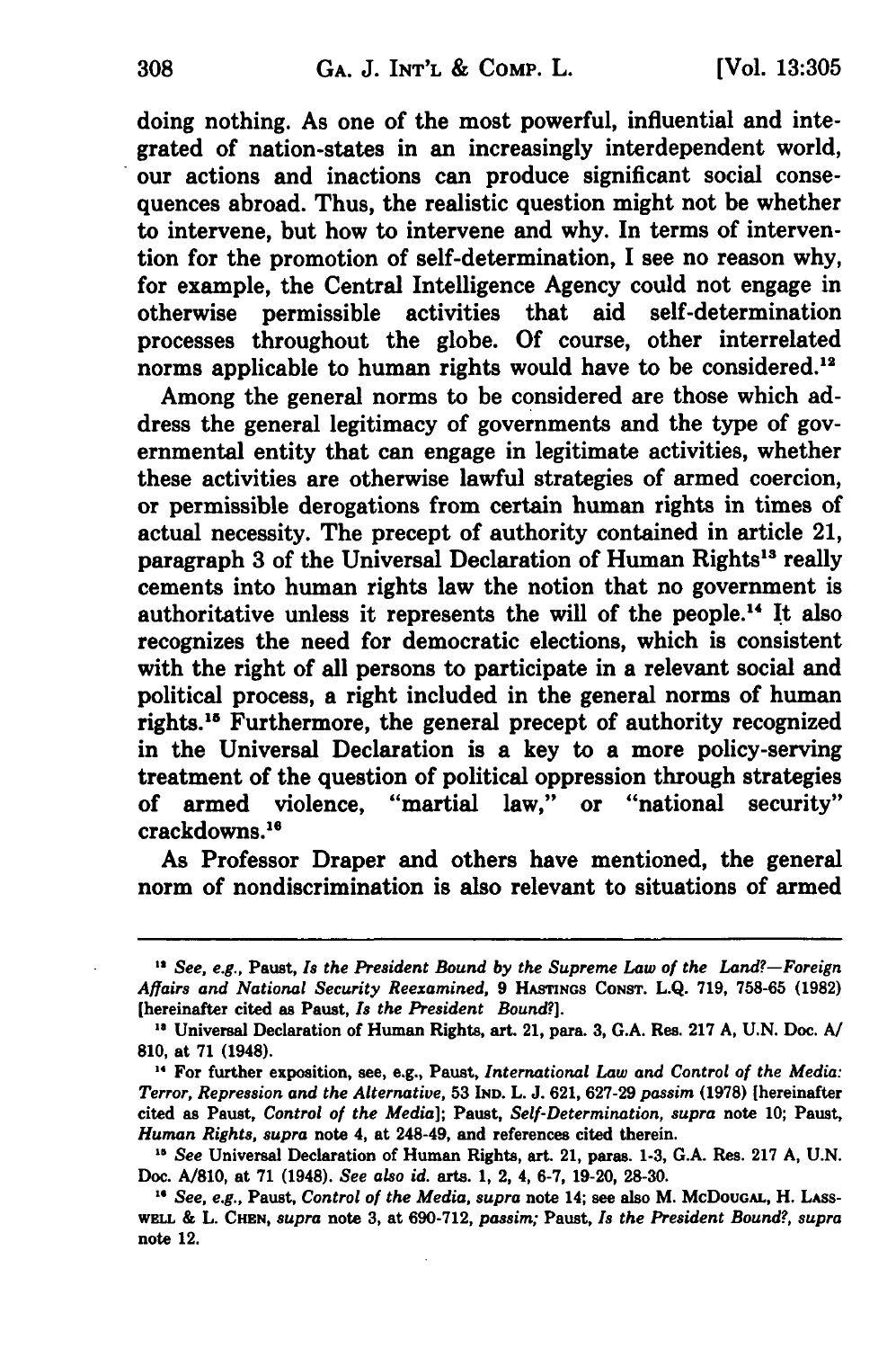doing nothing. As one of the most powerful, influential and integrated of nation-states in an increasingly interdependent world, our actions and inactions can produce significant social consequences abroad. Thus, the realistic question might not be whether to intervene, but how to intervene and why. In terms of intervention for the promotion of self-determination, I see no reason why, for example, the Central Intelligence Agency could not engage in otherwise permissible activities that aid self-determination processes throughout the globe. Of course, other interrelated norms applicable to human rights would have to be considered.[12]

Among the general norms to be considered are those which address the general legitimacy of governments and the type of governmental entity that can engage in legitimate activities, whether these activities are otherwise lawful strategies of armed coercion, or permissible derogations from certain human rights in times of actual necessity. The precept of authority contained in article 21, paragraph 3 of the Universal Declaration of Human Rights[13] really cements into human rights law the notion that no government is authoritative unless it represents the will of the people.[14] It also recognizes the need for democratic elections, which is consistent with the right of all persons to participate in a relevant social and political process, a right included in the general norms of human rights.[15] Furthermore, the general precept of authority recognized in the Universal Declaration is a key to a more policy-serving treatment of the question of political oppression through strategies of armed violence, "martial law," or "national security" crackdowns.[16]

As Professor Draper and others have mentioned, the general norm of nondiscrimination is also relevant to situations of armed

---

[12] *See, e.g.*, Paust, *Is the President Bound by the Supreme Law of the Land?—Foreign Affairs and National Security Reexamined*, 9 HASTINGS CONST. L.Q. 719, 758-65 (1982) [hereinafter cited as Paust, *Is the President Bound?*].

[13] Universal Declaration of Human Rights, art. 21, para. 3, G.A. Res. 217 A, U.N. Doc. A/810, at 71 (1948).

[14] For further exposition, see, e.g., Paust, *International Law and Control of the Media: Terror, Repression and the Alternative*, 53 IND. L. J. 621, 627-29 *passim* (1978) [hereinafter cited as Paust, *Control of the Media*]; Paust, *Self-Determination*, *supra* note 10; Paust, *Human Rights*, *supra* note 4, at 248-49, and references cited therein.

[15] *See* Universal Declaration of Human Rights, art. 21, paras. 1-3, G.A. Res. 217 A, U.N. Doc. A/810, at 71 (1948). *See also id.* arts. 1, 2, 4, 6-7, 19-20, 28-30.

[16] *See, e.g.*, Paust, *Control of the Media*, *supra* note 14; see also M. MCDOUGAL, H. LASSWELL & L. CHEN, *supra* note 3, at 690-712, *passim*; Paust, *Is the President Bound?*, *supra* note 12.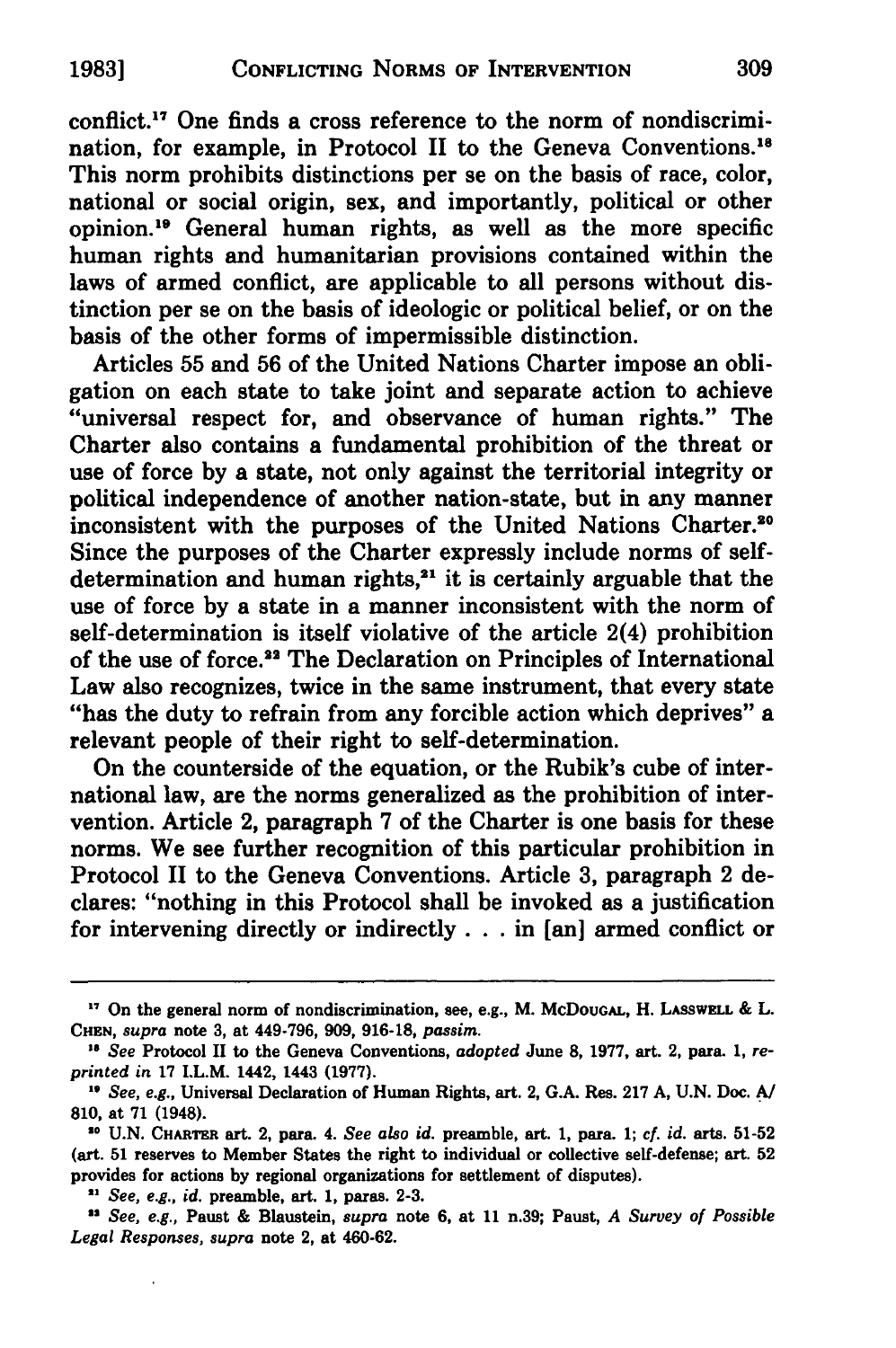conflict.[17] One finds a cross reference to the norm of nondiscrimination, for example, in Protocol II to the Geneva Conventions.[18] This norm prohibits distinctions per se on the basis of race, color, national or social origin, sex, and importantly, political or other opinion.[19] General human rights, as well as the more specific human rights and humanitarian provisions contained within the laws of armed conflict, are applicable to all persons without distinction per se on the basis of ideologic or political belief, or on the basis of the other forms of impermissible distinction.

Articles 55 and 56 of the United Nations Charter impose an obligation on each state to take joint and separate action to achieve "universal respect for, and observance of human rights." The Charter also contains a fundamental prohibition of the threat or use of force by a state, not only against the territorial integrity or political independence of another nation-state, but in any manner inconsistent with the purposes of the United Nations Charter.[20] Since the purposes of the Charter expressly include norms of self-determination and human rights,[21] it is certainly arguable that the use of force by a state in a manner inconsistent with the norm of self-determination is itself violative of the article 2(4) prohibition of the use of force.[22] The Declaration on Principles of International Law also recognizes, twice in the same instrument, that every state "has the duty to refrain from any forcible action which deprives" a relevant people of their right to self-determination.

On the counterside of the equation, or the Rubik's cube of international law, are the norms generalized as the prohibition of intervention. Article 2, paragraph 7 of the Charter is one basis for these norms. We see further recognition of this particular prohibition in Protocol II to the Geneva Conventions. Article 3, paragraph 2 declares: "nothing in this Protocol shall be invoked as a justification for intervening directly or indirectly . . . in [an] armed conflict or

---

[17] On the general norm of nondiscrimination, see, e.g., M. McDougal, H. Lasswell & L. Chen, *supra* note 3, at 449-796, 909, 916-18, *passim*.

[18] *See* Protocol II to the Geneva Conventions, *adopted* June 8, 1977, art. 2, para. 1, *reprinted in* 17 I.L.M. 1442, 1443 (1977).

[19] *See, e.g.*, Universal Declaration of Human Rights, art. 2, G.A. Res. 217 A, U.N. Doc. A/810, at 71 (1948).

[20] U.N. Charter art. 2, para. 4. *See also id.* preamble, art. 1, para. 1; *cf. id.* arts. 51-52 (art. 51 reserves to Member States the right to individual or collective self-defense; art. 52 provides for actions by regional organizations for settlement of disputes).

[21] *See, e.g.*, *id.* preamble, art. 1, paras. 2-3.

[22] *See, e.g.*, Paust & Blaustein, *supra* note 6, at 11 n.39; Paust, *A Survey of Possible Legal Responses*, *supra* note 2, at 460-62.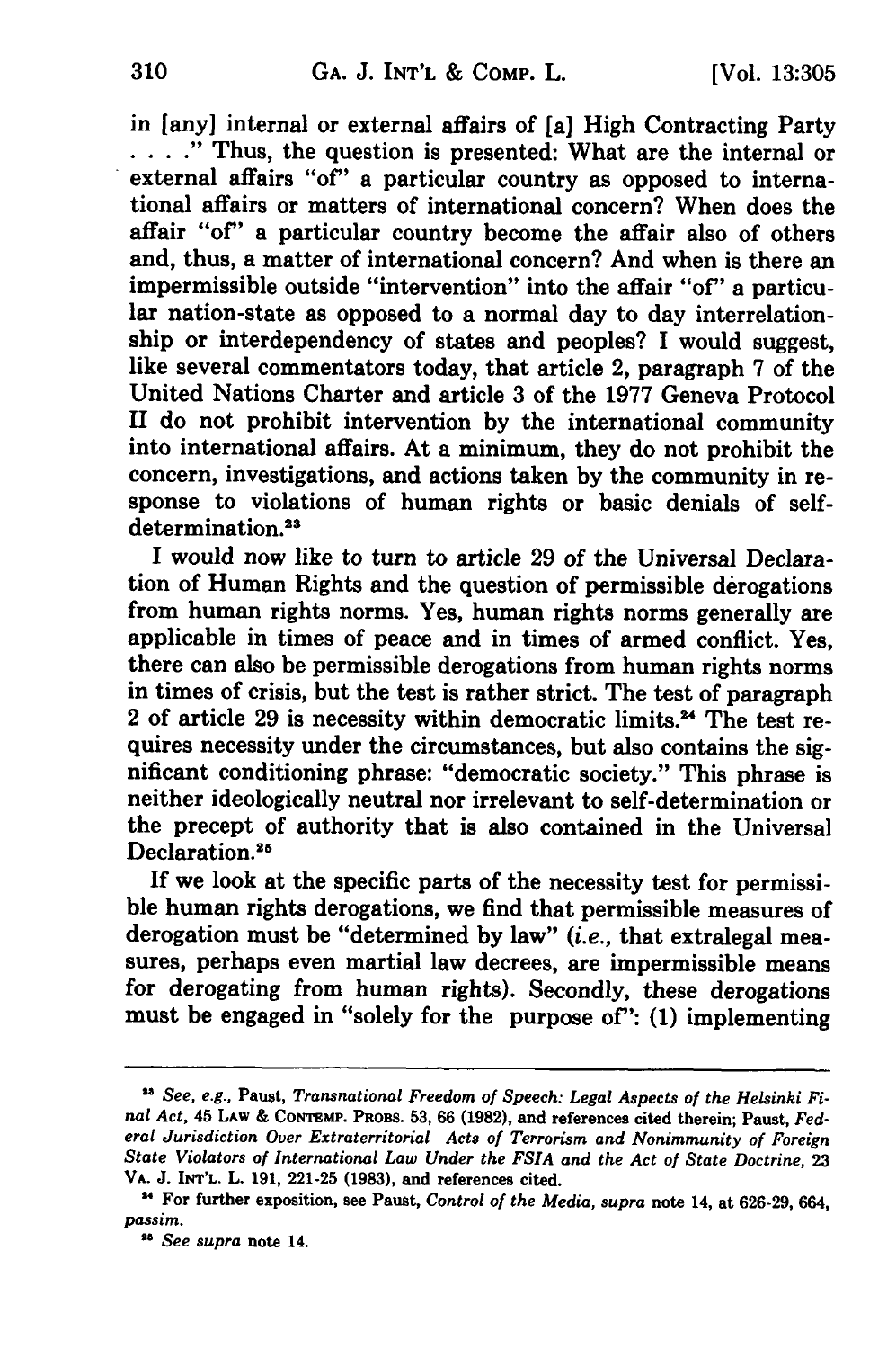in [any] internal or external affairs of [a] High Contracting Party . . . ." Thus, the question is presented: What are the internal or external affairs "of" a particular country as opposed to international affairs or matters of international concern? When does the affair "of" a particular country become the affair also of others and, thus, a matter of international concern? And when is there an impermissible outside "intervention" into the affair "of" a particular nation-state as opposed to a normal day to day interrelationship or interdependency of states and peoples? I would suggest, like several commentators today, that article 2, paragraph 7 of the United Nations Charter and article 3 of the 1977 Geneva Protocol II do not prohibit intervention by the international community into international affairs. At a minimum, they do not prohibit the concern, investigations, and actions taken by the community in response to violations of human rights or basic denials of self-determination.[23]

I would now like to turn to article 29 of the Universal Declaration of Human Rights and the question of permissible derogations from human rights norms. Yes, human rights norms generally are applicable in times of peace and in times of armed conflict. Yes, there can also be permissible derogations from human rights norms in times of crisis, but the test is rather strict. The test of paragraph 2 of article 29 is necessity within democratic limits.[24] The test requires necessity under the circumstances, but also contains the significant conditioning phrase: "democratic society." This phrase is neither ideologically neutral nor irrelevant to self-determination or the precept of authority that is also contained in the Universal Declaration.[25]

If we look at the specific parts of the necessity test for permissible human rights derogations, we find that permissible measures of derogation must be "determined by law" (*i.e.*, that extralegal measures, perhaps even martial law decrees, are impermissible means for derogating from human rights). Secondly, these derogations must be engaged in "solely for the purpose of": (1) implementing

---

[23] *See, e.g.*, Paust, *Transnational Freedom of Speech: Legal Aspects of the Helsinki Final Act*, 45 LAW & CONTEMP. PROBS. 53, 66 (1982), and references cited therein; Paust, *Federal Jurisdiction Over Extraterritorial Acts of Terrorism and Nonimmunity of Foreign State Violators of International Law Under the FSIA and the Act of State Doctrine*, 23 VA. J. INT'L. L. 191, 221-25 (1983), and references cited.

[24] For further exposition, see Paust, *Control of the Media*, *supra* note 14, at 626-29, 664, *passim*.

[25] *See supra* note 14.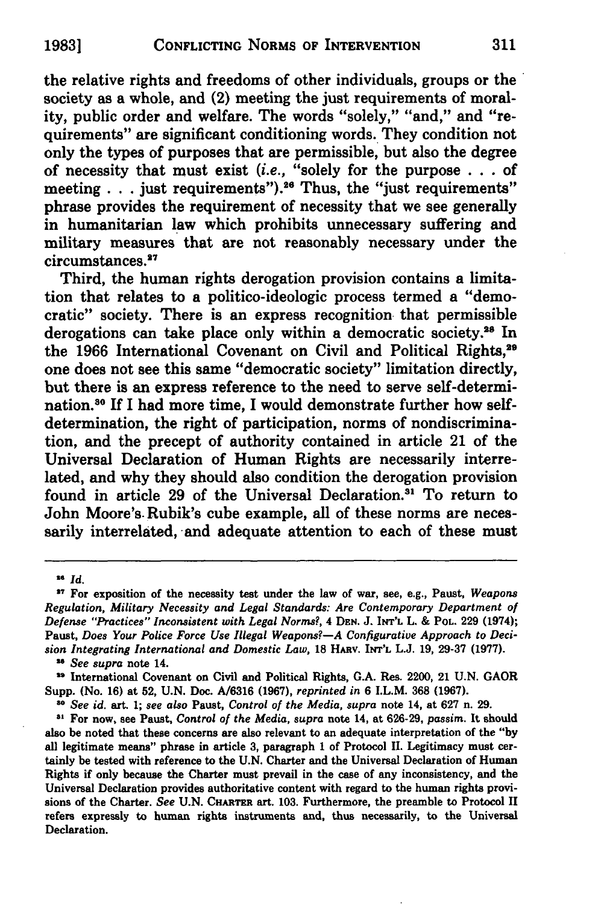the relative rights and freedoms of other individuals, groups or the society as a whole, and (2) meeting the just requirements of morality, public order and welfare. The words "solely," "and," and "requirements" are significant conditioning words. They condition not only the types of purposes that are permissible, but also the degree of necessity that must exist (*i.e.*, "solely for the purpose . . . of meeting . . . just requirements").[26] Thus, the "just requirements" phrase provides the requirement of necessity that we see generally in humanitarian law which prohibits unnecessary suffering and military measures that are not reasonably necessary under the circumstances.[27]

Third, the human rights derogation provision contains a limitation that relates to a politico-ideologic process termed a "democratic" society. There is an express recognition that permissible derogations can take place only within a democratic society.[28] In the 1966 International Covenant on Civil and Political Rights,[29] one does not see this same "democratic society" limitation directly, but there is an express reference to the need to serve self-determination.[30] If I had more time, I would demonstrate further how self-determination, the right of participation, norms of nondiscrimination, and the precept of authority contained in article 21 of the Universal Declaration of Human Rights are necessarily interrelated, and why they should also condition the derogation provision found in article 29 of the Universal Declaration.[31] To return to John Moore's Rubik's cube example, all of these norms are necessarily interrelated, and adequate attention to each of these must

---

[26] *Id.*

[27] For exposition of the necessity test under the law of war, see, e.g., Paust, *Weapons Regulation, Military Necessity and Legal Standards: Are Contemporary Department of Defense "Practices" Inconsistent with Legal Norms?*, 4 DEN. J. INT'L L. & POL. 229 (1974); Paust, *Does Your Police Force Use Illegal Weapons?—A Configurative Approach to Decision Integrating International and Domestic Law*, 18 HARV. INT'L L.J. 19, 29-37 (1977).

[28] *See supra* note 14.

[29] International Covenant on Civil and Political Rights, G.A. Res. 2200, 21 U.N. GAOR Supp. (No. 16) at 52, U.N. Doc. A/6316 (1967), *reprinted in* 6 I.L.M. 368 (1967).

[30] *See id.* art. 1; *see also* Paust, *Control of the Media*, *supra* note 14, at 627 n. 29.

[31] For now, see Paust, *Control of the Media*, *supra* note 14, at 626-29, *passim*. It should also be noted that these concerns are also relevant to an adequate interpretation of the "by all legitimate means" phrase in article 3, paragraph 1 of Protocol II. Legitimacy must certainly be tested with reference to the U.N. Charter and the Universal Declaration of Human Rights if only because the Charter must prevail in the case of any inconsistency, and the Universal Declaration provides authoritative content with regard to the human rights provisions of the Charter. *See* U.N. CHARTER art. 103. Furthermore, the preamble to Protocol II refers expressly to human rights instruments and, thus necessarily, to the Universal Declaration.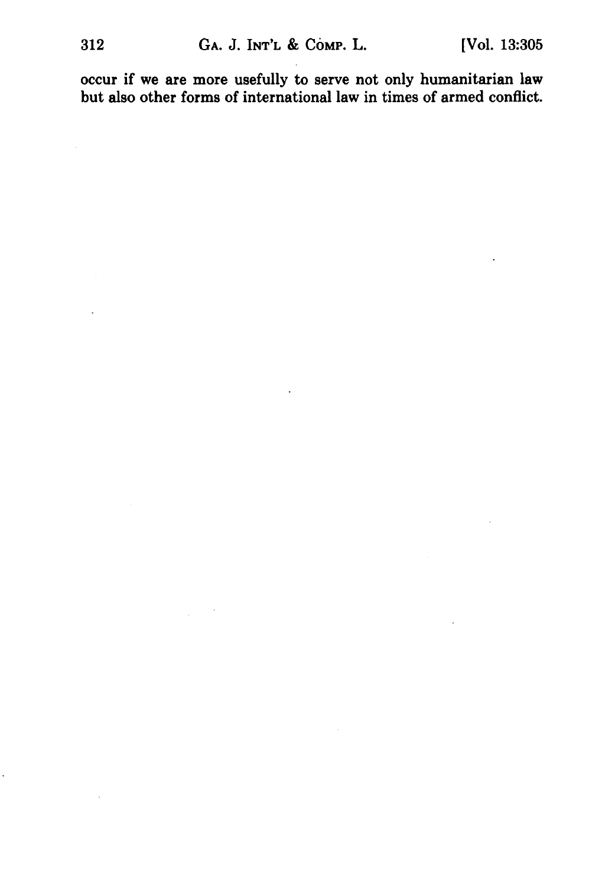occur if we are more usefully to serve not only humanitarian law but also other forms of international law in times of armed conflict.